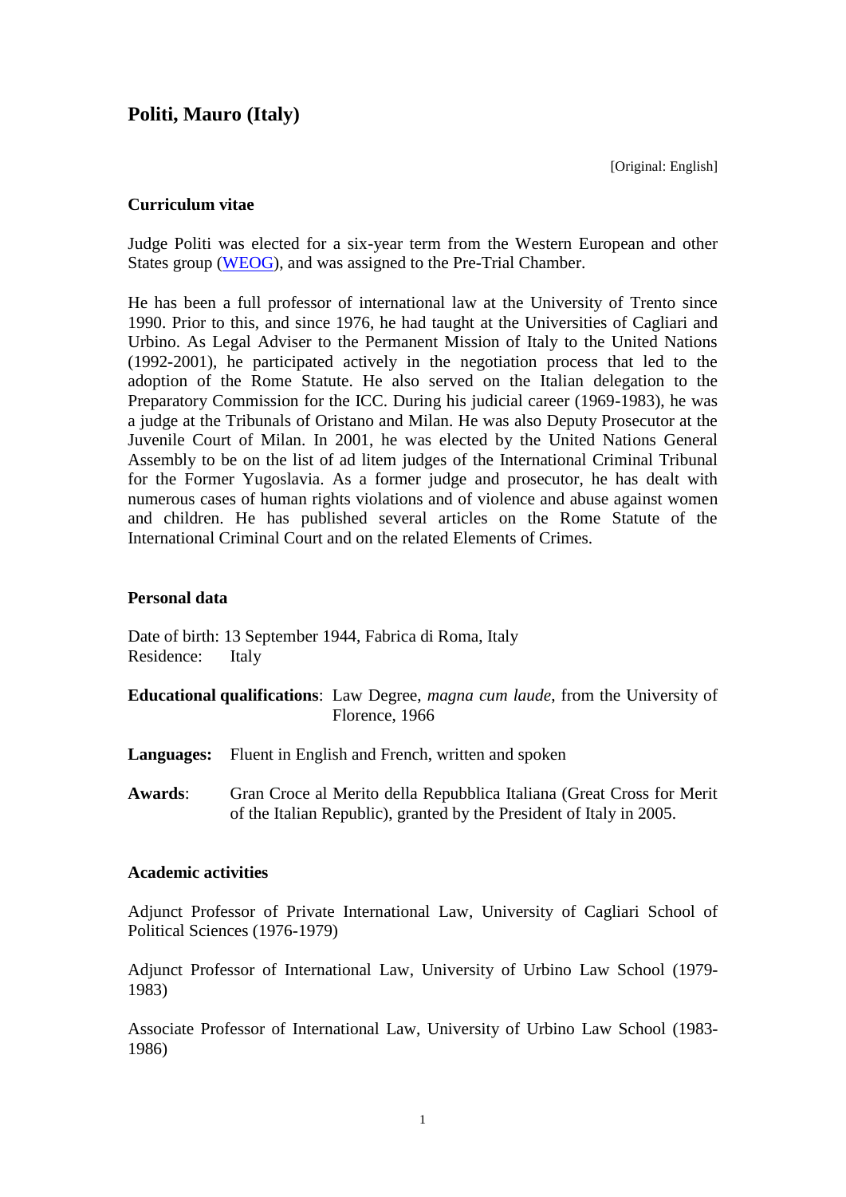# Politi, Mauro (Italy)

[Original: English]

## Curriculum vitae

Judge Politi was elected for a six-year term from the Western European and other States group (WEOG), and was assigned to the Pre-Trial Chamber.

He has been a full professor of international law at the University of Trento since 1990. Prior to this, and since 1976, he had taught at the Universities of Cagliari and Urbino. As Legal Adviser to the Permanent Mission of Italy to the United Nations (1992-2001), he participated actively in the negotiation process that led to the adoption of the Rome Statute. He also served on the Italian delegation to the Preparatory Commission for the ICC. During his judicial career (1969-1983), he was a judge at the Tribunals of Oristano and Milan. He was also Deputy Prosecutor at the Juvenile Court of Milan. In 2001, he was elected by the United Nations General Assembly to be on the list of ad litem judges of the International Criminal Tribunal for the Former Yugoslavia. As a former judge and prosecutor, he has dealt with numerous cases of human rights violations and of violence and abuse against women and children. He has published several articles on the Rome Statute of the International Criminal Court and on the related Elements of Crimes.

## Personal data

Date of birth: 13 September 1944, Fabrica di Roma, Italy
Residence: Italy

**Educational qualifications**: Law Degree, *magna cum laude*, from the University of Florence, 1966

**Languages:** Fluent in English and French, written and spoken

**Awards**: Gran Croce al Merito della Repubblica Italiana (Great Cross for Merit of the Italian Republic), granted by the President of Italy in 2005.

## Academic activities

Adjunct Professor of Private International Law, University of Cagliari School of Political Sciences (1976-1979)

Adjunct Professor of International Law, University of Urbino Law School (1979-1983)

Associate Professor of International Law, University of Urbino Law School (1983-1986)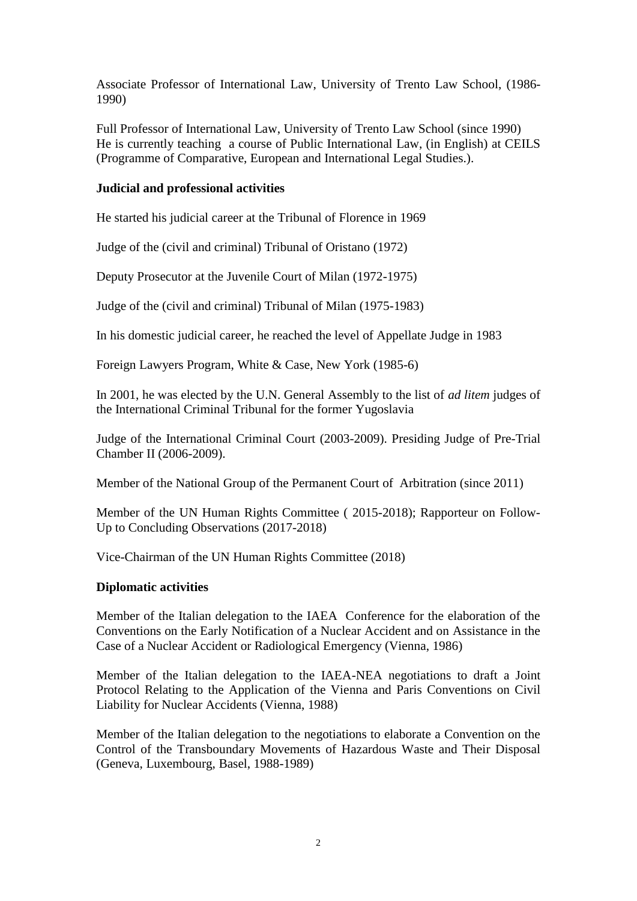Associate Professor of International Law, University of Trento Law School, (1986-1990)

Full Professor of International Law, University of Trento Law School (since 1990)
He is currently teaching a course of Public International Law, (in English) at CEILS (Programme of Comparative, European and International Legal Studies.).

**Judicial and professional activities**

He started his judicial career at the Tribunal of Florence in 1969

Judge of the (civil and criminal) Tribunal of Oristano (1972)

Deputy Prosecutor at the Juvenile Court of Milan (1972-1975)

Judge of the (civil and criminal) Tribunal of Milan (1975-1983)

In his domestic judicial career, he reached the level of Appellate Judge in 1983

Foreign Lawyers Program, White & Case, New York (1985-6)

In 2001, he was elected by the U.N. General Assembly to the list of *ad litem* judges of the International Criminal Tribunal for the former Yugoslavia

Judge of the International Criminal Court (2003-2009). Presiding Judge of Pre-Trial Chamber II (2006-2009).

Member of the National Group of the Permanent Court of Arbitration (since 2011)

Member of the UN Human Rights Committee ( 2015-2018); Rapporteur on Follow-Up to Concluding Observations (2017-2018)

Vice-Chairman of the UN Human Rights Committee (2018)

**Diplomatic activities**

Member of the Italian delegation to the IAEA Conference for the elaboration of the Conventions on the Early Notification of a Nuclear Accident and on Assistance in the Case of a Nuclear Accident or Radiological Emergency (Vienna, 1986)

Member of the Italian delegation to the IAEA-NEA negotiations to draft a Joint Protocol Relating to the Application of the Vienna and Paris Conventions on Civil Liability for Nuclear Accidents (Vienna, 1988)

Member of the Italian delegation to the negotiations to elaborate a Convention on the Control of the Transboundary Movements of Hazardous Waste and Their Disposal (Geneva, Luxembourg, Basel, 1988-1989)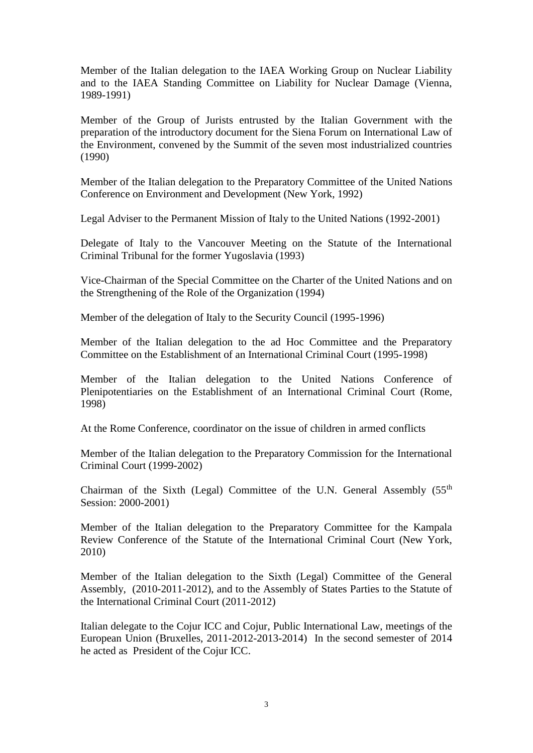Member of the Italian delegation to the IAEA Working Group on Nuclear Liability and to the IAEA Standing Committee on Liability for Nuclear Damage (Vienna, 1989-1991)

Member of the Group of Jurists entrusted by the Italian Government with the preparation of the introductory document for the Siena Forum on International Law of the Environment, convened by the Summit of the seven most industrialized countries (1990)

Member of the Italian delegation to the Preparatory Committee of the United Nations Conference on Environment and Development (New York, 1992)

Legal Adviser to the Permanent Mission of Italy to the United Nations (1992-2001)

Delegate of Italy to the Vancouver Meeting on the Statute of the International Criminal Tribunal for the former Yugoslavia (1993)

Vice-Chairman of the Special Committee on the Charter of the United Nations and on the Strengthening of the Role of the Organization (1994)

Member of the delegation of Italy to the Security Council (1995-1996)

Member of the Italian delegation to the ad Hoc Committee and the Preparatory Committee on the Establishment of an International Criminal Court (1995-1998)

Member of the Italian delegation to the United Nations Conference of Plenipotentiaries on the Establishment of an International Criminal Court (Rome, 1998)

At the Rome Conference, coordinator on the issue of children in armed conflicts

Member of the Italian delegation to the Preparatory Commission for the International Criminal Court (1999-2002)

Chairman of the Sixth (Legal) Committee of the U.N. General Assembly (55th Session: 2000-2001)

Member of the Italian delegation to the Preparatory Committee for the Kampala Review Conference of the Statute of the International Criminal Court (New York, 2010)

Member of the Italian delegation to the Sixth (Legal) Committee of the General Assembly, (2010-2011-2012), and to the Assembly of States Parties to the Statute of the International Criminal Court (2011-2012)

Italian delegate to the Cojur ICC and Cojur, Public International Law, meetings of the European Union (Bruxelles, 2011-2012-2013-2014) In the second semester of 2014 he acted as President of the Cojur ICC.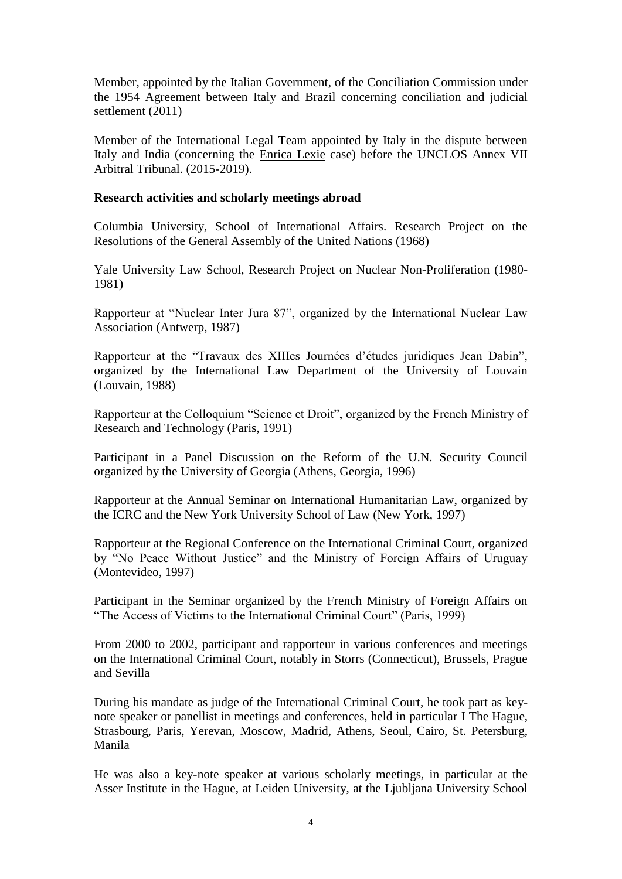Member, appointed by the Italian Government, of the Conciliation Commission under the 1954 Agreement between Italy and Brazil concerning conciliation and judicial settlement (2011)

Member of the International Legal Team appointed by Italy in the dispute between Italy and India (concerning the Enrica Lexie case) before the UNCLOS Annex VII Arbitral Tribunal. (2015-2019).

**Research activities and scholarly meetings abroad**

Columbia University, School of International Affairs. Research Project on the Resolutions of the General Assembly of the United Nations (1968)

Yale University Law School, Research Project on Nuclear Non-Proliferation (1980-1981)

Rapporteur at "Nuclear Inter Jura 87", organized by the International Nuclear Law Association (Antwerp, 1987)

Rapporteur at the "Travaux des XIIIes Journées d'études juridiques Jean Dabin", organized by the International Law Department of the University of Louvain (Louvain, 1988)

Rapporteur at the Colloquium "Science et Droit", organized by the French Ministry of Research and Technology (Paris, 1991)

Participant in a Panel Discussion on the Reform of the U.N. Security Council organized by the University of Georgia (Athens, Georgia, 1996)

Rapporteur at the Annual Seminar on International Humanitarian Law, organized by the ICRC and the New York University School of Law (New York, 1997)

Rapporteur at the Regional Conference on the International Criminal Court, organized by "No Peace Without Justice" and the Ministry of Foreign Affairs of Uruguay (Montevideo, 1997)

Participant in the Seminar organized by the French Ministry of Foreign Affairs on "The Access of Victims to the International Criminal Court" (Paris, 1999)

From 2000 to 2002, participant and rapporteur in various conferences and meetings on the International Criminal Court, notably in Storrs (Connecticut), Brussels, Prague and Sevilla

During his mandate as judge of the International Criminal Court, he took part as key-note speaker or panellist in meetings and conferences, held in particular I The Hague, Strasbourg, Paris, Yerevan, Moscow, Madrid, Athens, Seoul, Cairo, St. Petersburg, Manila

He was also a key-note speaker at various scholarly meetings, in particular at the Asser Institute in the Hague, at Leiden University, at the Ljubljana University School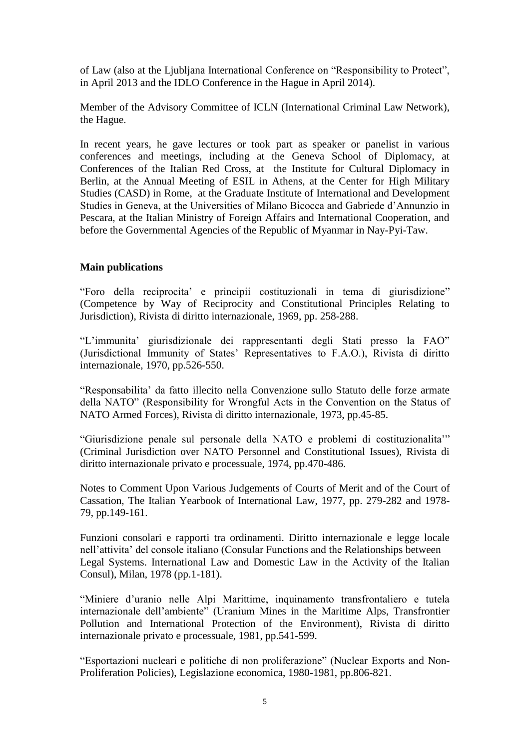of Law (also at the Ljubljana International Conference on "Responsibility to Protect", in April 2013 and the IDLO Conference in the Hague in April 2014).

Member of the Advisory Committee of ICLN (International Criminal Law Network), the Hague.

In recent years, he gave lectures or took part as speaker or panelist in various conferences and meetings, including at the Geneva School of Diplomacy, at Conferences of the Italian Red Cross, at the Institute for Cultural Diplomacy in Berlin, at the Annual Meeting of ESIL in Athens, at the Center for High Military Studies (CASD) in Rome, at the Graduate Institute of International and Development Studies in Geneva, at the Universities of Milano Bicocca and Gabriede d'Annunzio in Pescara, at the Italian Ministry of Foreign Affairs and International Cooperation, and before the Governmental Agencies of the Republic of Myanmar in Nay-Pyi-Taw.

**Main publications**

"Foro della reciprocita' e principii costituzionali in tema di giurisdizione" (Competence by Way of Reciprocity and Constitutional Principles Relating to Jurisdiction), Rivista di diritto internazionale, 1969, pp. 258-288.

"L'immunita' giurisdizionale dei rappresentanti degli Stati presso la FAO" (Jurisdictional Immunity of States' Representatives to F.A.O.), Rivista di diritto internazionale, 1970, pp.526-550.

"Responsabilita' da fatto illecito nella Convenzione sullo Statuto delle forze armate della NATO" (Responsibility for Wrongful Acts in the Convention on the Status of NATO Armed Forces), Rivista di diritto internazionale, 1973, pp.45-85.

"Giurisdizione penale sul personale della NATO e problemi di costituzionalita'" (Criminal Jurisdiction over NATO Personnel and Constitutional Issues), Rivista di diritto internazionale privato e processuale, 1974, pp.470-486.

Notes to Comment Upon Various Judgements of Courts of Merit and of the Court of Cassation, The Italian Yearbook of International Law, 1977, pp. 279-282 and 1978-79, pp.149-161.

Funzioni consolari e rapporti tra ordinamenti. Diritto internazionale e legge locale nell'attivita' del console italiano (Consular Functions and the Relationships between Legal Systems. International Law and Domestic Law in the Activity of the Italian Consul), Milan, 1978 (pp.1-181).

"Miniere d'uranio nelle Alpi Marittime, inquinamento transfrontaliero e tutela internazionale dell'ambiente" (Uranium Mines in the Maritime Alps, Transfrontier Pollution and International Protection of the Environment), Rivista di diritto internazionale privato e processuale, 1981, pp.541-599.

"Esportazioni nucleari e politiche di non proliferazione" (Nuclear Exports and Non-Proliferation Policies), Legislazione economica, 1980-1981, pp.806-821.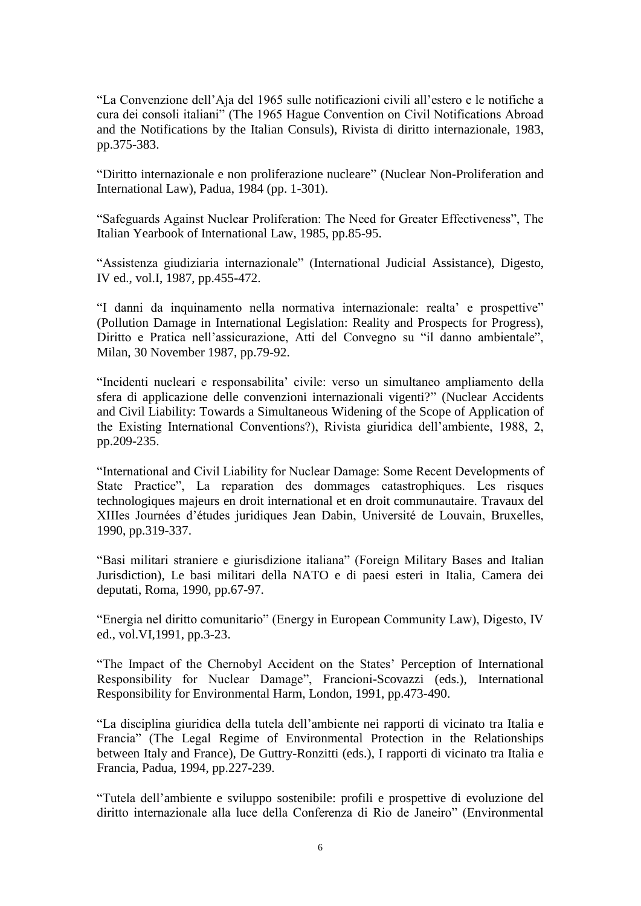"La Convenzione dell'Aja del 1965 sulle notificazioni civili all'estero e le notifiche a cura dei consoli italiani" (The 1965 Hague Convention on Civil Notifications Abroad and the Notifications by the Italian Consuls), Rivista di diritto internazionale, 1983, pp.375-383.

"Diritto internazionale e non proliferazione nucleare" (Nuclear Non-Proliferation and International Law), Padua, 1984 (pp. 1-301).

"Safeguards Against Nuclear Proliferation: The Need for Greater Effectiveness", The Italian Yearbook of International Law, 1985, pp.85-95.

"Assistenza giudiziaria internazionale" (International Judicial Assistance), Digesto, IV ed., vol.I, 1987, pp.455-472.

"I danni da inquinamento nella normativa internazionale: realta' e prospettive" (Pollution Damage in International Legislation: Reality and Prospects for Progress), Diritto e Pratica nell'assicurazione, Atti del Convegno su "il danno ambientale", Milan, 30 November 1987, pp.79-92.

"Incidenti nucleari e responsabilita' civile: verso un simultaneo ampliamento della sfera di applicazione delle convenzioni internazionali vigenti?" (Nuclear Accidents and Civil Liability: Towards a Simultaneous Widening of the Scope of Application of the Existing International Conventions?), Rivista giuridica dell'ambiente, 1988, 2, pp.209-235.

"International and Civil Liability for Nuclear Damage: Some Recent Developments of State Practice", La reparation des dommages catastrophiques. Les risques technologiques majeurs en droit international et en droit communautaire. Travaux del XIIIes Journées d'études juridiques Jean Dabin, Université de Louvain, Bruxelles, 1990, pp.319-337.

"Basi militari straniere e giurisdizione italiana" (Foreign Military Bases and Italian Jurisdiction), Le basi militari della NATO e di paesi esteri in Italia, Camera dei deputati, Roma, 1990, pp.67-97.

"Energia nel diritto comunitario" (Energy in European Community Law), Digesto, IV ed., vol.VI,1991, pp.3-23.

"The Impact of the Chernobyl Accident on the States' Perception of International Responsibility for Nuclear Damage", Francioni-Scovazzi (eds.), International Responsibility for Environmental Harm, London, 1991, pp.473-490.

"La disciplina giuridica della tutela dell'ambiente nei rapporti di vicinato tra Italia e Francia" (The Legal Regime of Environmental Protection in the Relationships between Italy and France), De Guttry-Ronzitti (eds.), I rapporti di vicinato tra Italia e Francia, Padua, 1994, pp.227-239.

"Tutela dell'ambiente e sviluppo sostenibile: profili e prospettive di evoluzione del diritto internazionale alla luce della Conferenza di Rio de Janeiro" (Environmental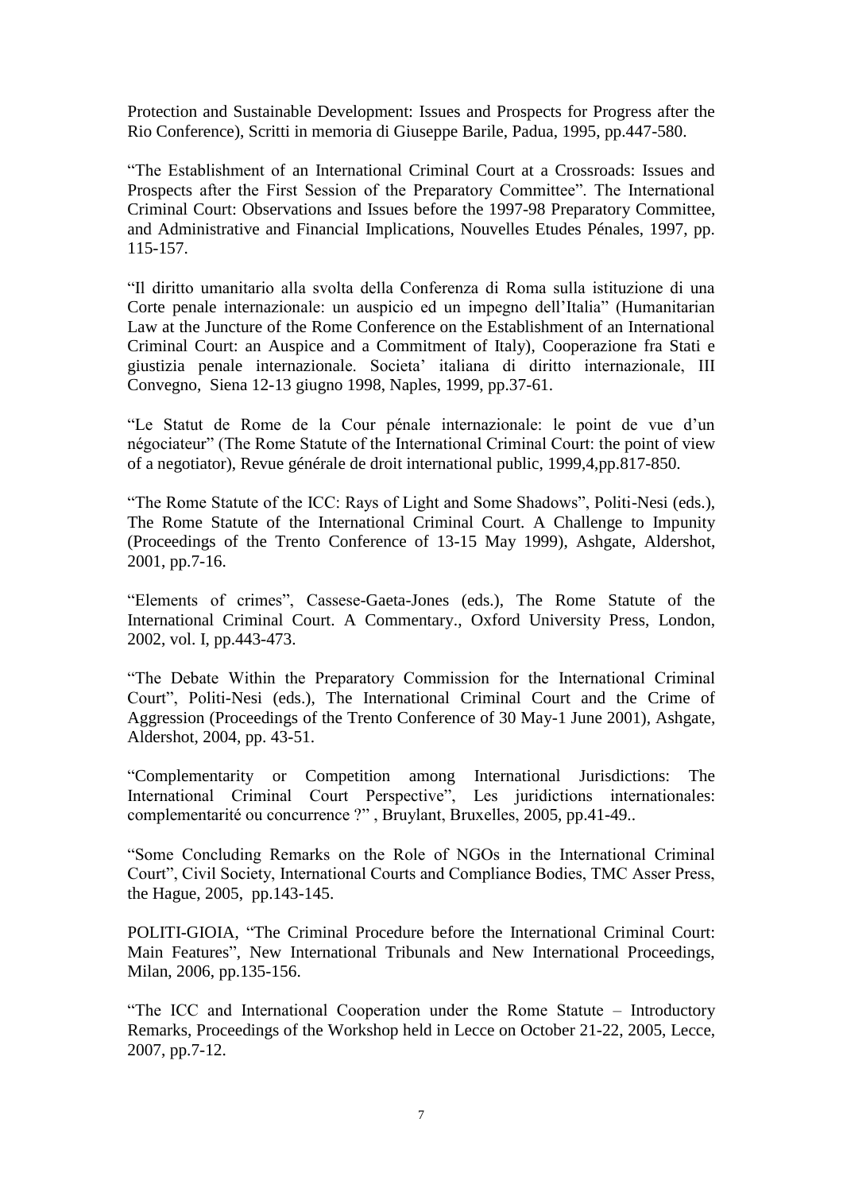Protection and Sustainable Development: Issues and Prospects for Progress after the Rio Conference), Scritti in memoria di Giuseppe Barile, Padua, 1995, pp.447-580.

“The Establishment of an International Criminal Court at a Crossroads: Issues and Prospects after the First Session of the Preparatory Committee”. The International Criminal Court: Observations and Issues before the 1997-98 Preparatory Committee, and Administrative and Financial Implications, Nouvelles Etudes Pénales, 1997, pp. 115-157.

“Il diritto umanitario alla svolta della Conferenza di Roma sulla istituzione di una Corte penale internazionale: un auspicio ed un impegno dell’Italia” (Humanitarian Law at the Juncture of the Rome Conference on the Establishment of an International Criminal Court: an Auspice and a Commitment of Italy), Cooperazione fra Stati e giustizia penale internazionale. Societa’ italiana di diritto internazionale, III Convegno, Siena 12-13 giugno 1998, Naples, 1999, pp.37-61.

“Le Statut de Rome de la Cour pénale internazionale: le point de vue d’un négociateur” (The Rome Statute of the International Criminal Court: the point of view of a negotiator), Revue générale de droit international public, 1999,4,pp.817-850.

“The Rome Statute of the ICC: Rays of Light and Some Shadows”, Politi-Nesi (eds.), The Rome Statute of the International Criminal Court. A Challenge to Impunity (Proceedings of the Trento Conference of 13-15 May 1999), Ashgate, Aldershot, 2001, pp.7-16.

“Elements of crimes”, Cassese-Gaeta-Jones (eds.), The Rome Statute of the International Criminal Court. A Commentary., Oxford University Press, London, 2002, vol. I, pp.443-473.

“The Debate Within the Preparatory Commission for the International Criminal Court”, Politi-Nesi (eds.), The International Criminal Court and the Crime of Aggression (Proceedings of the Trento Conference of 30 May-1 June 2001), Ashgate, Aldershot, 2004, pp. 43-51.

“Complementarity or Competition among International Jurisdictions: The International Criminal Court Perspective”, Les juridictions internationales: complementarité ou concurrence ?” , Bruylant, Bruxelles, 2005, pp.41-49..

“Some Concluding Remarks on the Role of NGOs in the International Criminal Court”, Civil Society, International Courts and Compliance Bodies, TMC Asser Press, the Hague, 2005, pp.143-145.

POLITI-GIOIA, “The Criminal Procedure before the International Criminal Court: Main Features”, New International Tribunals and New International Proceedings, Milan, 2006, pp.135-156.

“The ICC and International Cooperation under the Rome Statute – Introductory Remarks, Proceedings of the Workshop held in Lecce on October 21-22, 2005, Lecce, 2007, pp.7-12.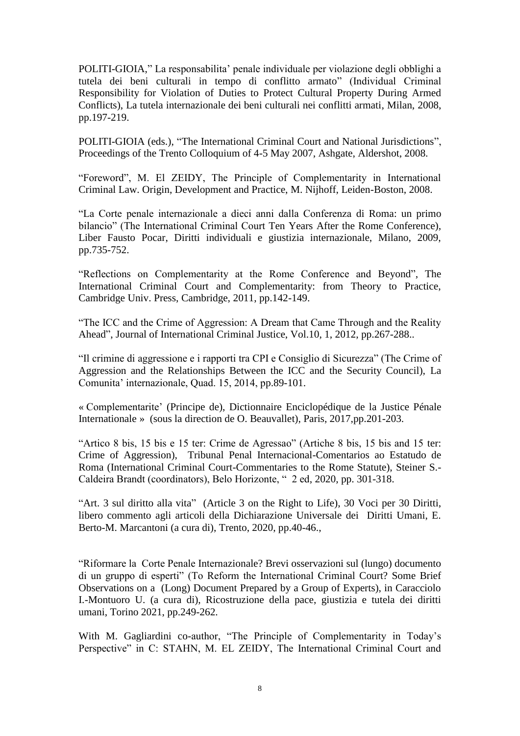POLITI-GIOIA," La responsabilita' penale individuale per violazione degli obblighi a tutela dei beni culturali in tempo di conflitto armato" (Individual Criminal Responsibility for Violation of Duties to Protect Cultural Property During Armed Conflicts), La tutela internazionale dei beni culturali nei conflitti armati, Milan, 2008, pp.197-219.

POLITI-GIOIA (eds.), "The International Criminal Court and National Jurisdictions", Proceedings of the Trento Colloquium of 4-5 May 2007, Ashgate, Aldershot, 2008.

"Foreword", M. El ZEIDY, The Principle of Complementarity in International Criminal Law. Origin, Development and Practice, M. Nijhoff, Leiden-Boston, 2008.

"La Corte penale internazionale a dieci anni dalla Conferenza di Roma: un primo bilancio" (The International Criminal Court Ten Years After the Rome Conference), Liber Fausto Pocar, Diritti individuali e giustizia internazionale, Milano, 2009, pp.735-752.

"Reflections on Complementarity at the Rome Conference and Beyond", The International Criminal Court and Complementarity: from Theory to Practice, Cambridge Univ. Press, Cambridge, 2011, pp.142-149.

"The ICC and the Crime of Aggression: A Dream that Came Through and the Reality Ahead", Journal of International Criminal Justice, Vol.10, 1, 2012, pp.267-288..

"Il crimine di aggressione e i rapporti tra CPI e Consiglio di Sicurezza" (The Crime of Aggression and the Relationships Between the ICC and the Security Council), La Comunita' internazionale, Quad. 15, 2014, pp.89-101.

« Complementarite' (Principe de), Dictionnaire Enciclopédique de la Justice Pénale Internationale » (sous la direction de O. Beauvallet), Paris, 2017,pp.201-203.

"Artico 8 bis, 15 bis e 15 ter: Crime de Agressao" (Artiche 8 bis, 15 bis and 15 ter: Crime of Aggression), Tribunal Penal Internacional-Comentarios ao Estatudo de Roma (International Criminal Court-Commentaries to the Rome Statute), Steiner S.-Caldeira Brandt (coordinators), Belo Horizonte, " 2 ed, 2020, pp. 301-318.

"Art. 3 sul diritto alla vita" (Article 3 on the Right to Life), 30 Voci per 30 Diritti, libero commento agli articoli della Dichiarazione Universale dei Diritti Umani, E. Berto-M. Marcantoni (a cura di), Trento, 2020, pp.40-46.,

"Riformare la Corte Penale Internazionale? Brevi osservazioni sul (lungo) documento di un gruppo di esperti" (To Reform the International Criminal Court? Some Brief Observations on a (Long) Document Prepared by a Group of Experts), in Caracciolo I.-Montuoro U. (a cura di), Ricostruzione della pace, giustizia e tutela dei diritti umani, Torino 2021, pp.249-262.

With M. Gagliardini co-author, "The Principle of Complementarity in Today's Perspective" in C: STAHN, M. EL ZEIDY, The International Criminal Court and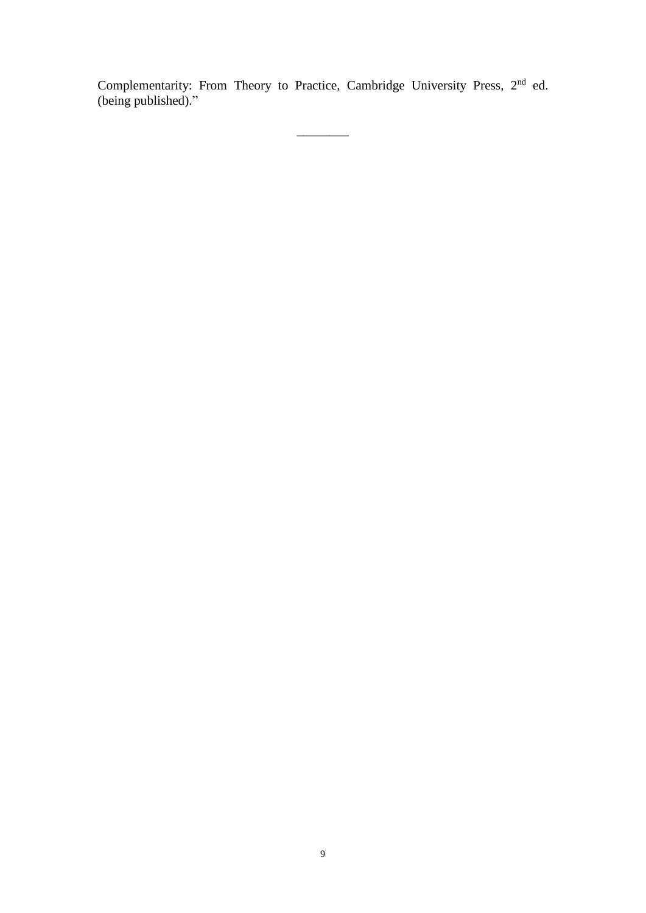Complementarity: From Theory to Practice, Cambridge University Press, 2nd ed. (being published)."

________